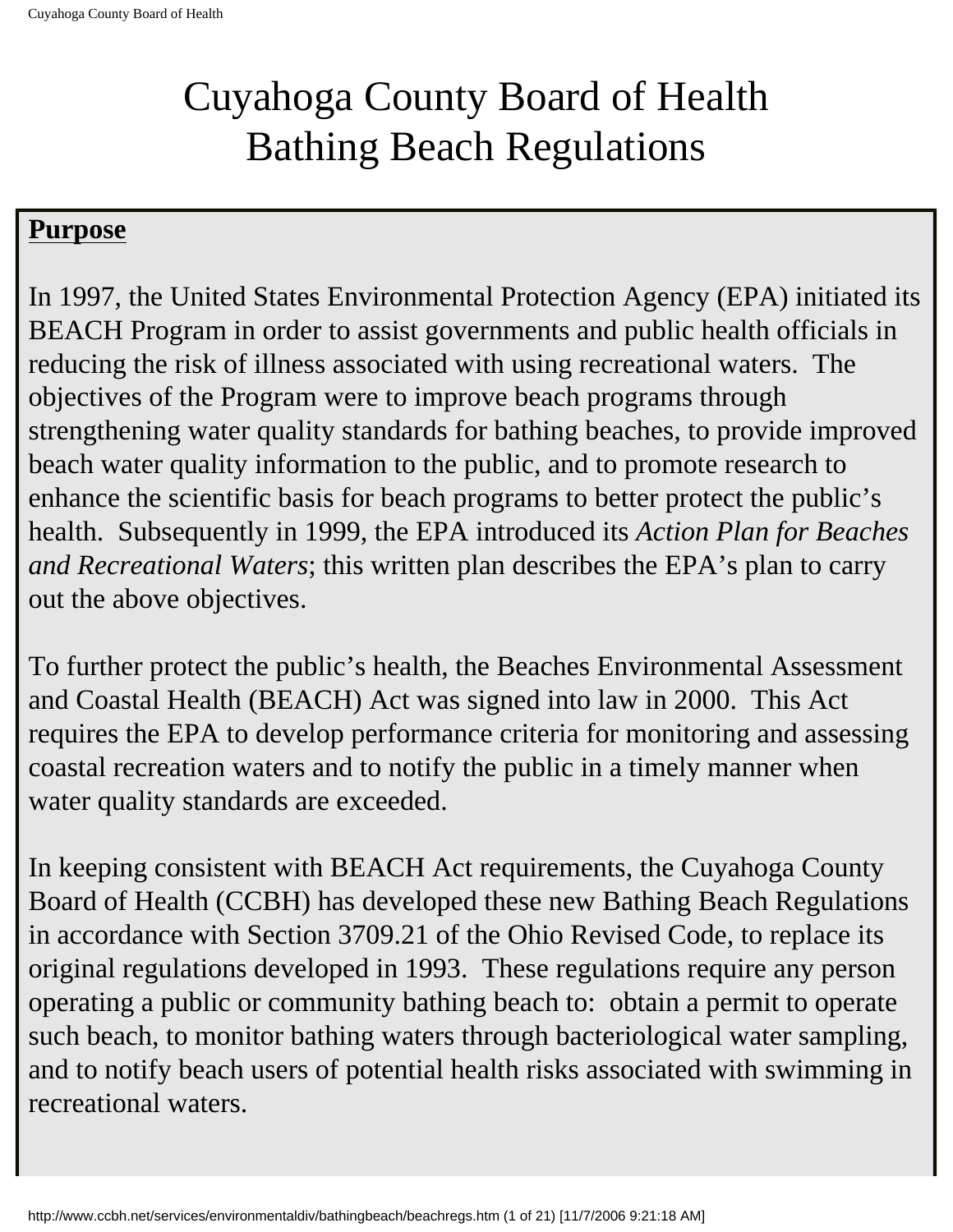# Cuyahoga County Board of Health
# Bathing Beach Regulations

**Purpose**

In 1997, the United States Environmental Protection Agency (EPA) initiated its BEACH Program in order to assist governments and public health officials in reducing the risk of illness associated with using recreational waters. The objectives of the Program were to improve beach programs through strengthening water quality standards for bathing beaches, to provide improved beach water quality information to the public, and to promote research to enhance the scientific basis for beach programs to better protect the public's health. Subsequently in 1999, the EPA introduced its *Action Plan for Beaches and Recreational Waters*; this written plan describes the EPA's plan to carry out the above objectives.

To further protect the public's health, the Beaches Environmental Assessment and Coastal Health (BEACH) Act was signed into law in 2000. This Act requires the EPA to develop performance criteria for monitoring and assessing coastal recreation waters and to notify the public in a timely manner when water quality standards are exceeded.

In keeping consistent with BEACH Act requirements, the Cuyahoga County Board of Health (CCBH) has developed these new Bathing Beach Regulations in accordance with Section 3709.21 of the Ohio Revised Code, to replace its original regulations developed in 1993. These regulations require any person operating a public or community bathing beach to: obtain a permit to operate such beach, to monitor bathing waters through bacteriological water sampling, and to notify beach users of potential health risks associated with swimming in recreational waters.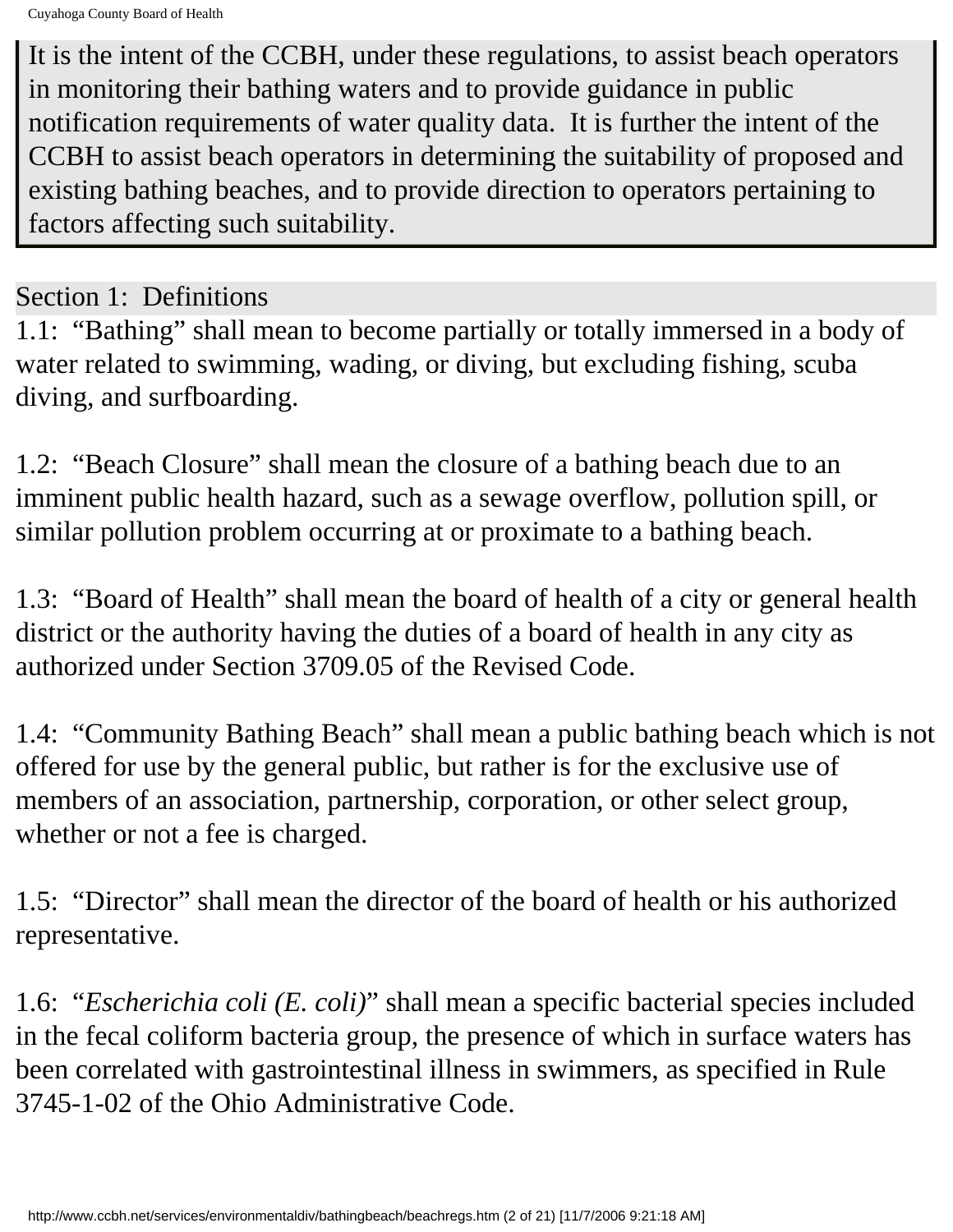It is the intent of the CCBH, under these regulations, to assist beach operators in monitoring their bathing waters and to provide guidance in public notification requirements of water quality data. It is further the intent of the CCBH to assist beach operators in determining the suitability of proposed and existing bathing beaches, and to provide direction to operators pertaining to factors affecting such suitability.

## Section 1: Definitions

1.1: "Bathing" shall mean to become partially or totally immersed in a body of water related to swimming, wading, or diving, but excluding fishing, scuba diving, and surfboarding.

1.2: "Beach Closure" shall mean the closure of a bathing beach due to an imminent public health hazard, such as a sewage overflow, pollution spill, or similar pollution problem occurring at or proximate to a bathing beach.

1.3: "Board of Health" shall mean the board of health of a city or general health district or the authority having the duties of a board of health in any city as authorized under Section 3709.05 of the Revised Code.

1.4: "Community Bathing Beach" shall mean a public bathing beach which is not offered for use by the general public, but rather is for the exclusive use of members of an association, partnership, corporation, or other select group, whether or not a fee is charged.

1.5: "Director" shall mean the director of the board of health or his authorized representative.

1.6: "*Escherichia coli (E. coli)*" shall mean a specific bacterial species included in the fecal coliform bacteria group, the presence of which in surface waters has been correlated with gastrointestinal illness in swimmers, as specified in Rule 3745-1-02 of the Ohio Administrative Code.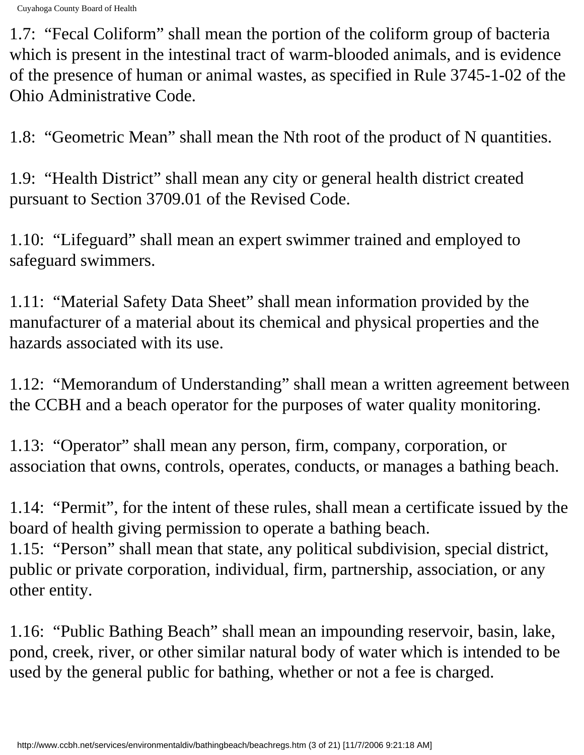1.7: "Fecal Coliform" shall mean the portion of the coliform group of bacteria which is present in the intestinal tract of warm-blooded animals, and is evidence of the presence of human or animal wastes, as specified in Rule 3745-1-02 of the Ohio Administrative Code.

1.8: "Geometric Mean" shall mean the Nth root of the product of N quantities.

1.9: "Health District" shall mean any city or general health district created pursuant to Section 3709.01 of the Revised Code.

1.10: "Lifeguard" shall mean an expert swimmer trained and employed to safeguard swimmers.

1.11: "Material Safety Data Sheet" shall mean information provided by the manufacturer of a material about its chemical and physical properties and the hazards associated with its use.

1.12: "Memorandum of Understanding" shall mean a written agreement between the CCBH and a beach operator for the purposes of water quality monitoring.

1.13: "Operator" shall mean any person, firm, company, corporation, or association that owns, controls, operates, conducts, or manages a bathing beach.

1.14: "Permit", for the intent of these rules, shall mean a certificate issued by the board of health giving permission to operate a bathing beach.

1.15: "Person" shall mean that state, any political subdivision, special district, public or private corporation, individual, firm, partnership, association, or any other entity.

1.16: "Public Bathing Beach" shall mean an impounding reservoir, basin, lake, pond, creek, river, or other similar natural body of water which is intended to be used by the general public for bathing, whether or not a fee is charged.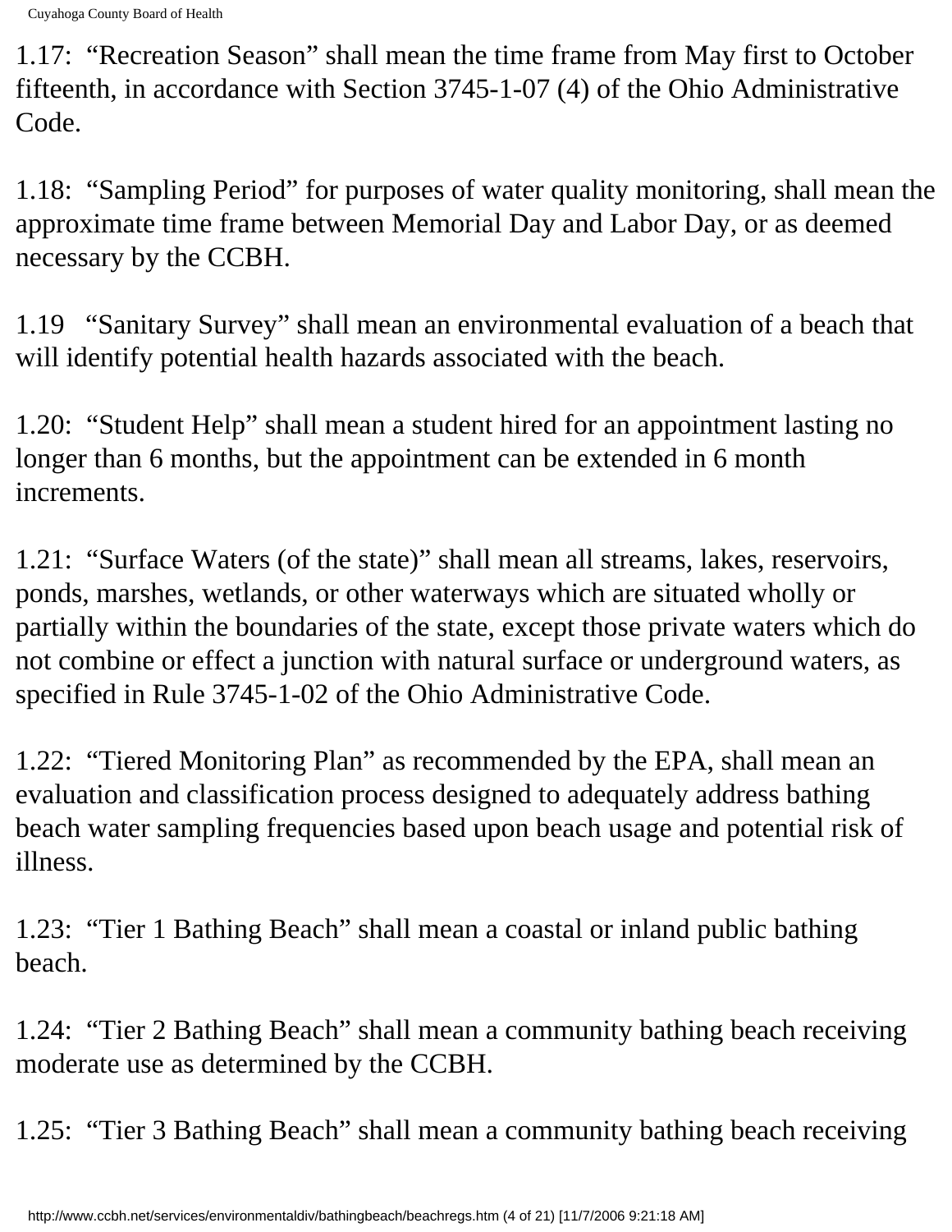1.17: “Recreation Season” shall mean the time frame from May first to October fifteenth, in accordance with Section 3745-1-07 (4) of the Ohio Administrative Code.

1.18: “Sampling Period” for purposes of water quality monitoring, shall mean the approximate time frame between Memorial Day and Labor Day, or as deemed necessary by the CCBH.

1.19 “Sanitary Survey” shall mean an environmental evaluation of a beach that will identify potential health hazards associated with the beach.

1.20: “Student Help” shall mean a student hired for an appointment lasting no longer than 6 months, but the appointment can be extended in 6 month increments.

1.21: “Surface Waters (of the state)” shall mean all streams, lakes, reservoirs, ponds, marshes, wetlands, or other waterways which are situated wholly or partially within the boundaries of the state, except those private waters which do not combine or effect a junction with natural surface or underground waters, as specified in Rule 3745-1-02 of the Ohio Administrative Code.

1.22: “Tiered Monitoring Plan” as recommended by the EPA, shall mean an evaluation and classification process designed to adequately address bathing beach water sampling frequencies based upon beach usage and potential risk of illness.

1.23: “Tier 1 Bathing Beach” shall mean a coastal or inland public bathing beach.

1.24: “Tier 2 Bathing Beach” shall mean a community bathing beach receiving moderate use as determined by the CCBH.

1.25: “Tier 3 Bathing Beach” shall mean a community bathing beach receiving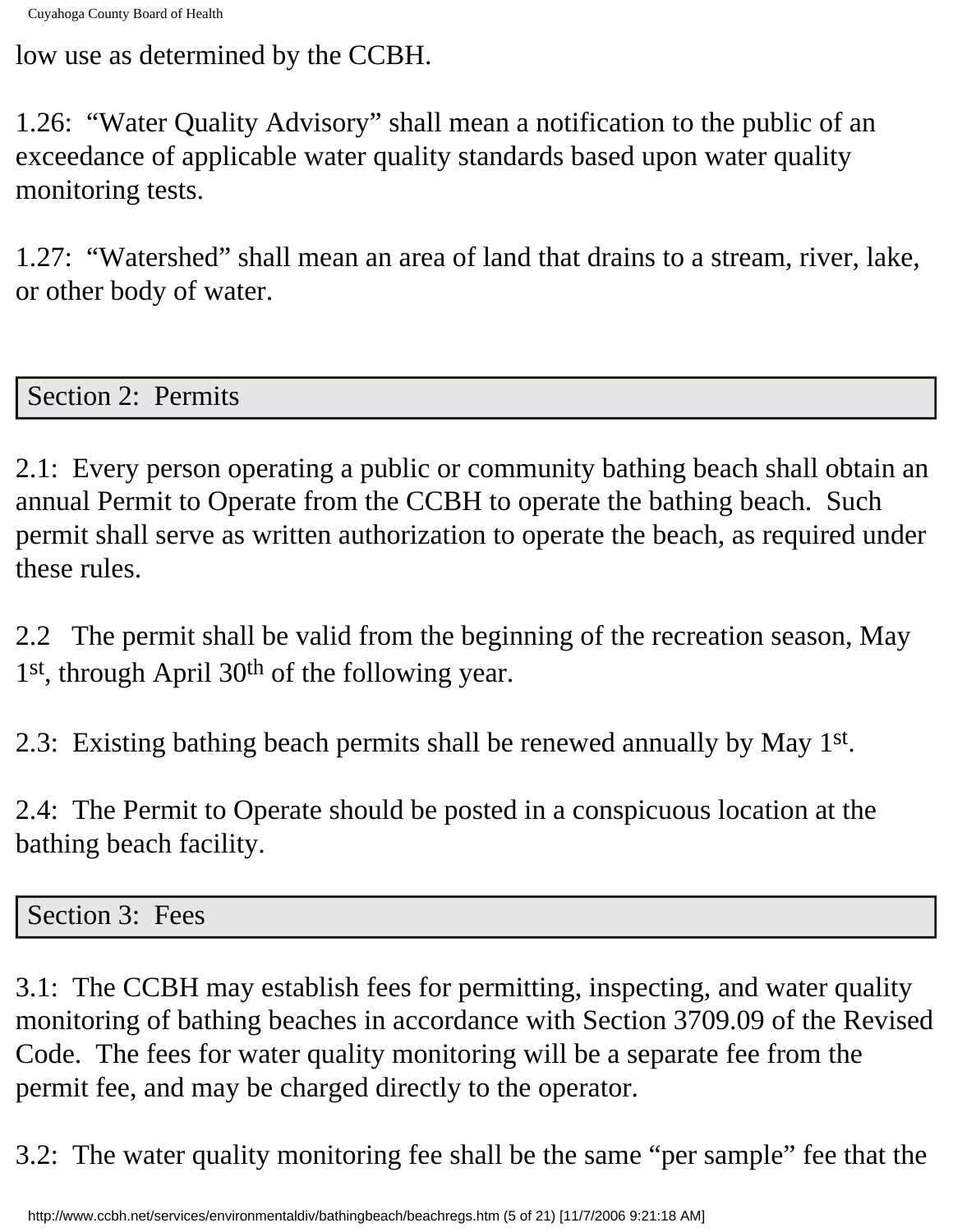low use as determined by the CCBH.

1.26: "Water Quality Advisory" shall mean a notification to the public of an exceedance of applicable water quality standards based upon water quality monitoring tests.

1.27: "Watershed" shall mean an area of land that drains to a stream, river, lake, or other body of water.

## Section 2: Permits

2.1: Every person operating a public or community bathing beach shall obtain an annual Permit to Operate from the CCBH to operate the bathing beach. Such permit shall serve as written authorization to operate the beach, as required under these rules.

2.2 The permit shall be valid from the beginning of the recreation season, May 1st, through April 30th of the following year.

2.3: Existing bathing beach permits shall be renewed annually by May 1st.

2.4: The Permit to Operate should be posted in a conspicuous location at the bathing beach facility.

## Section 3: Fees

3.1: The CCBH may establish fees for permitting, inspecting, and water quality monitoring of bathing beaches in accordance with Section 3709.09 of the Revised Code. The fees for water quality monitoring will be a separate fee from the permit fee, and may be charged directly to the operator.

3.2: The water quality monitoring fee shall be the same "per sample" fee that the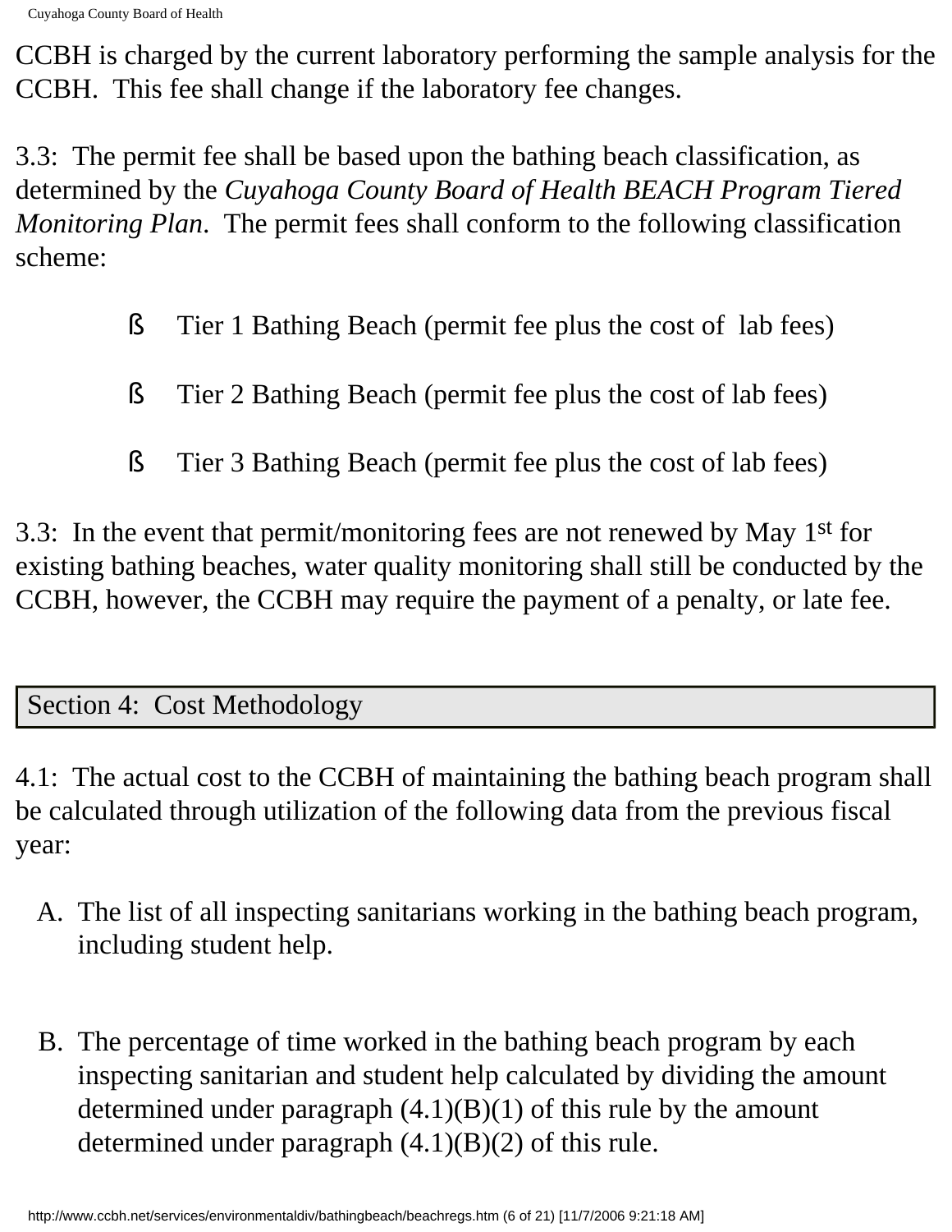CCBH is charged by the current laboratory performing the sample analysis for the CCBH. This fee shall change if the laboratory fee changes.

3.3: The permit fee shall be based upon the bathing beach classification, as determined by the *Cuyahoga County Board of Health BEACH Program Tiered Monitoring Plan*. The permit fees shall conform to the following classification scheme:

- Tier 1 Bathing Beach (permit fee plus the cost of lab fees)
- Tier 2 Bathing Beach (permit fee plus the cost of lab fees)
- Tier 3 Bathing Beach (permit fee plus the cost of lab fees)

3.3: In the event that permit/monitoring fees are not renewed by May 1st for existing bathing beaches, water quality monitoring shall still be conducted by the CCBH, however, the CCBH may require the payment of a penalty, or late fee.

## Section 4: Cost Methodology

4.1: The actual cost to the CCBH of maintaining the bathing beach program shall be calculated through utilization of the following data from the previous fiscal year:

A. The list of all inspecting sanitarians working in the bathing beach program, including student help.

B. The percentage of time worked in the bathing beach program by each inspecting sanitarian and student help calculated by dividing the amount determined under paragraph (4.1)(B)(1) of this rule by the amount determined under paragraph (4.1)(B)(2) of this rule.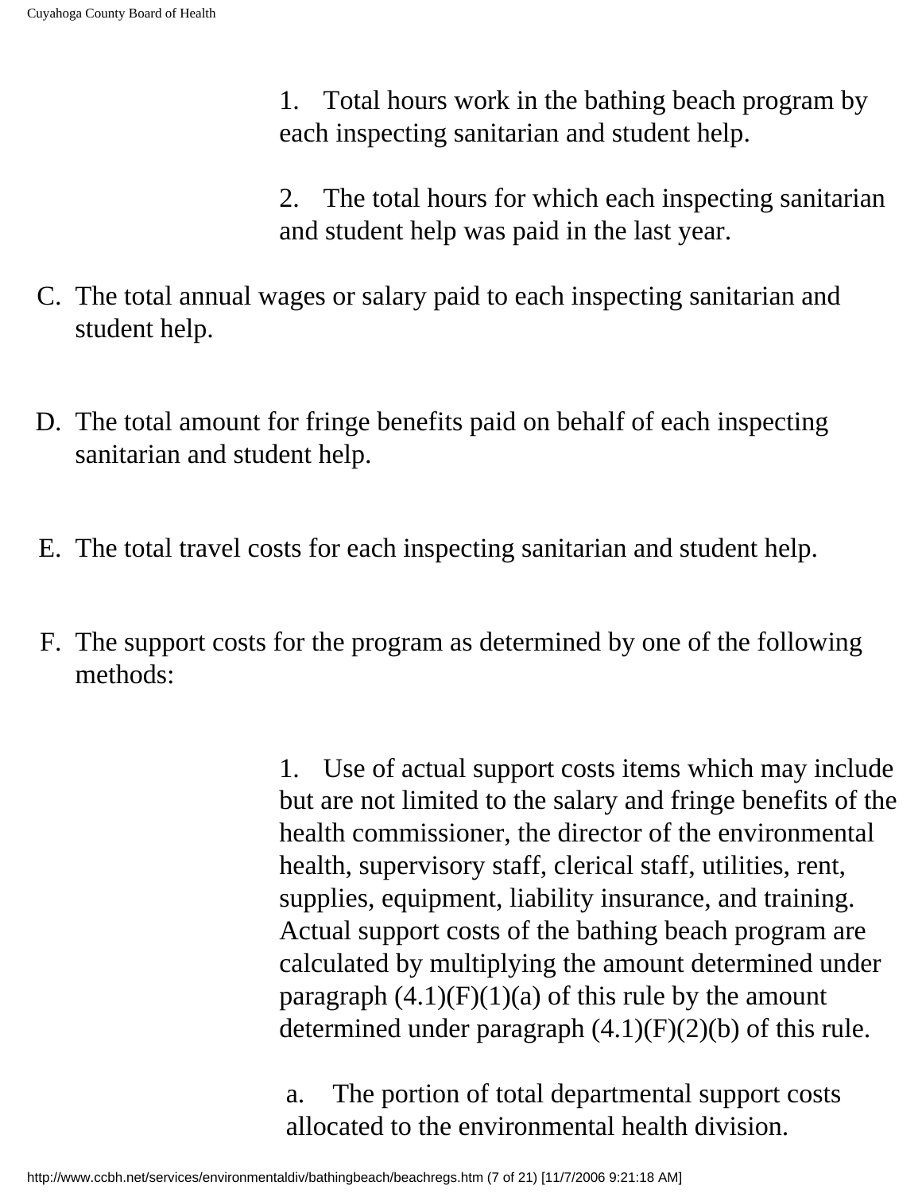1. Total hours work in the bathing beach program by each inspecting sanitarian and student help.

2. The total hours for which each inspecting sanitarian and student help was paid in the last year.

C. The total annual wages or salary paid to each inspecting sanitarian and student help.

D. The total amount for fringe benefits paid on behalf of each inspecting sanitarian and student help.

E. The total travel costs for each inspecting sanitarian and student help.

F. The support costs for the program as determined by one of the following methods:

1. Use of actual support costs items which may include but are not limited to the salary and fringe benefits of the health commissioner, the director of the environmental health, supervisory staff, clerical staff, utilities, rent, supplies, equipment, liability insurance, and training. Actual support costs of the bathing beach program are calculated by multiplying the amount determined under paragraph (4.1)(F)(1)(a) of this rule by the amount determined under paragraph (4.1)(F)(2)(b) of this rule.

a. The portion of total departmental support costs allocated to the environmental health division.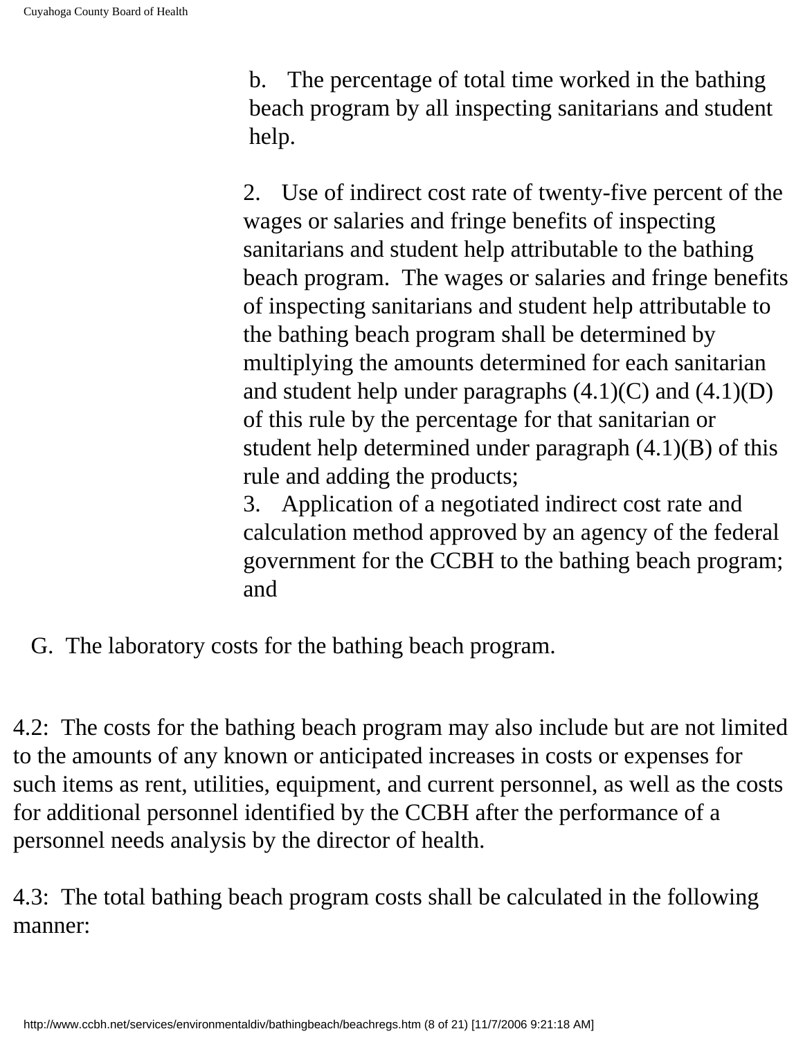b. The percentage of total time worked in the bathing beach program by all inspecting sanitarians and student help.

2. Use of indirect cost rate of twenty-five percent of the wages or salaries and fringe benefits of inspecting sanitarians and student help attributable to the bathing beach program. The wages or salaries and fringe benefits of inspecting sanitarians and student help attributable to the bathing beach program shall be determined by multiplying the amounts determined for each sanitarian and student help under paragraphs (4.1)(C) and (4.1)(D) of this rule by the percentage for that sanitarian or student help determined under paragraph (4.1)(B) of this rule and adding the products;

3. Application of a negotiated indirect cost rate and calculation method approved by an agency of the federal government for the CCBH to the bathing beach program; and

G. The laboratory costs for the bathing beach program.

4.2: The costs for the bathing beach program may also include but are not limited to the amounts of any known or anticipated increases in costs or expenses for such items as rent, utilities, equipment, and current personnel, as well as the costs for additional personnel identified by the CCBH after the performance of a personnel needs analysis by the director of health.

4.3: The total bathing beach program costs shall be calculated in the following manner: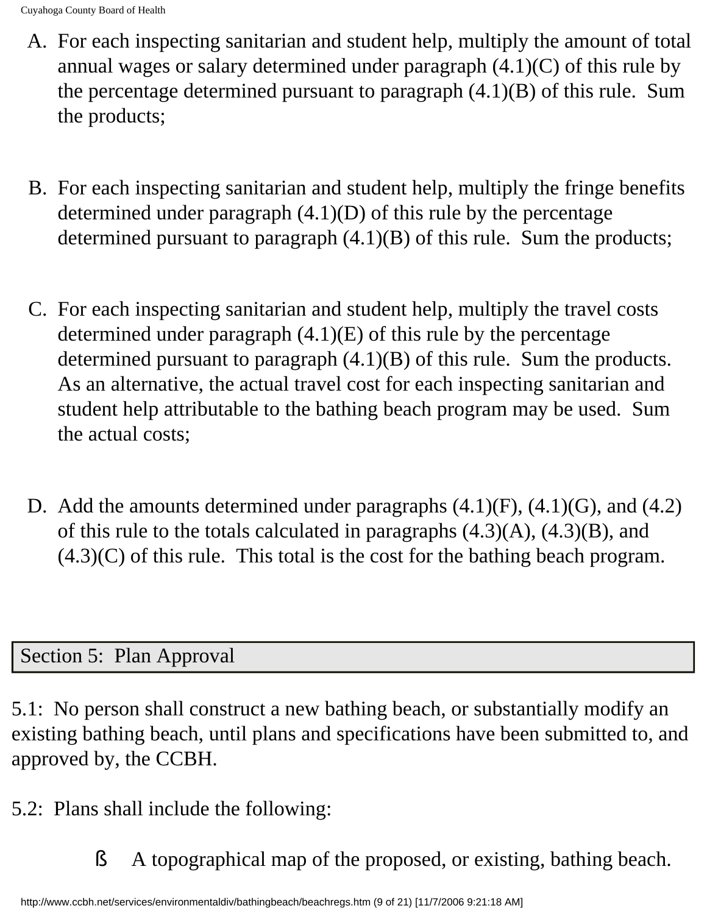A. For each inspecting sanitarian and student help, multiply the amount of total annual wages or salary determined under paragraph (4.1)(C) of this rule by the percentage determined pursuant to paragraph (4.1)(B) of this rule. Sum the products;

B. For each inspecting sanitarian and student help, multiply the fringe benefits determined under paragraph (4.1)(D) of this rule by the percentage determined pursuant to paragraph (4.1)(B) of this rule. Sum the products;

C. For each inspecting sanitarian and student help, multiply the travel costs determined under paragraph (4.1)(E) of this rule by the percentage determined pursuant to paragraph (4.1)(B) of this rule. Sum the products. As an alternative, the actual travel cost for each inspecting sanitarian and student help attributable to the bathing beach program may be used. Sum the actual costs;

D. Add the amounts determined under paragraphs (4.1)(F), (4.1)(G), and (4.2) of this rule to the totals calculated in paragraphs (4.3)(A), (4.3)(B), and (4.3)(C) of this rule. This total is the cost for the bathing beach program.

## Section 5: Plan Approval

5.1: No person shall construct a new bathing beach, or substantially modify an existing bathing beach, until plans and specifications have been submitted to, and approved by, the CCBH.

5.2: Plans shall include the following:

- A topographical map of the proposed, or existing, bathing beach.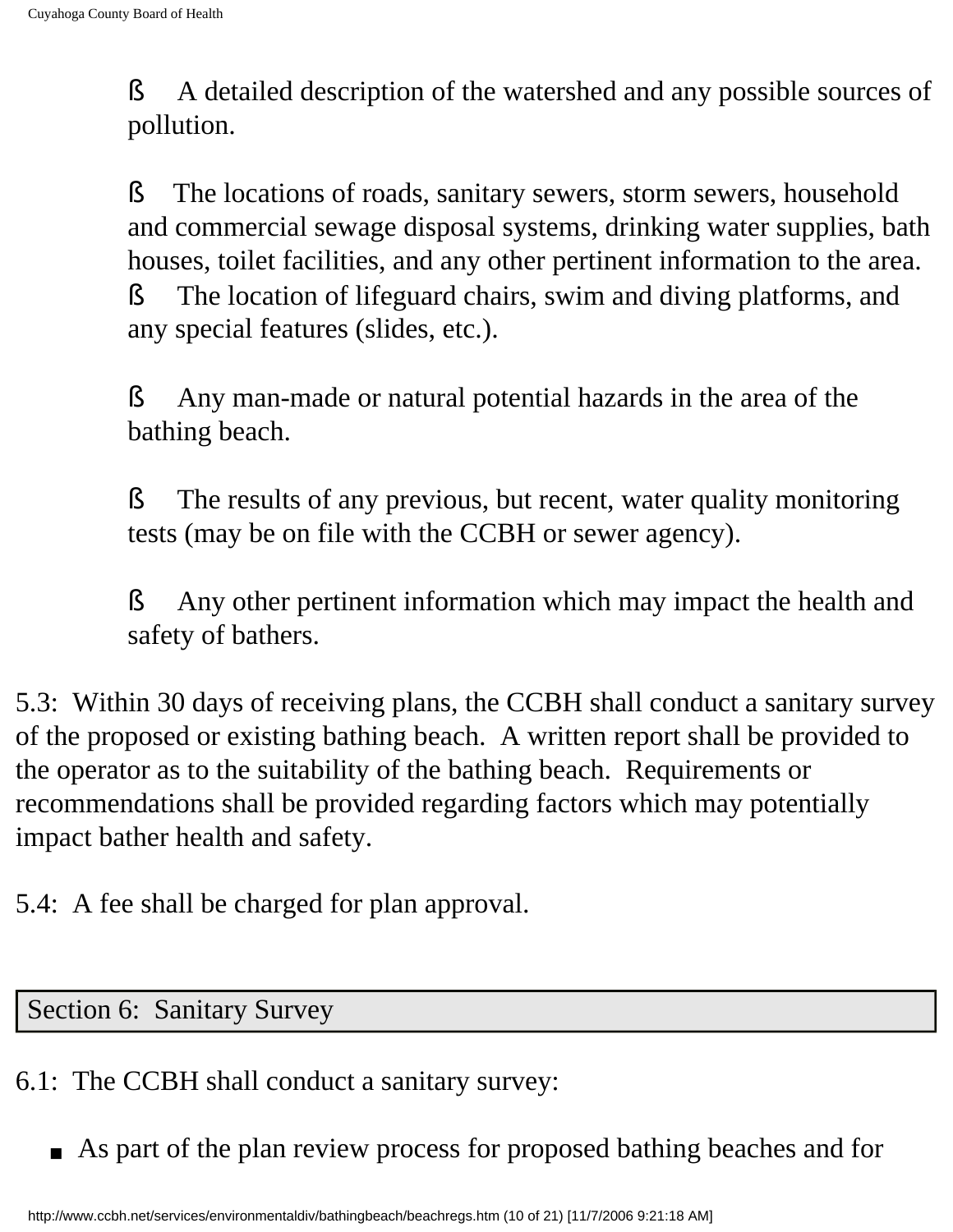- A detailed description of the watershed and any possible sources of pollution.

- The locations of roads, sanitary sewers, storm sewers, household and commercial sewage disposal systems, drinking water supplies, bath houses, toilet facilities, and any other pertinent information to the area.
- The location of lifeguard chairs, swim and diving platforms, and any special features (slides, etc.).

- Any man-made or natural potential hazards in the area of the bathing beach.

- The results of any previous, but recent, water quality monitoring tests (may be on file with the CCBH or sewer agency).

- Any other pertinent information which may impact the health and safety of bathers.

5.3: Within 30 days of receiving plans, the CCBH shall conduct a sanitary survey of the proposed or existing bathing beach. A written report shall be provided to the operator as to the suitability of the bathing beach. Requirements or recommendations shall be provided regarding factors which may potentially impact bather health and safety.

5.4: A fee shall be charged for plan approval.

## Section 6: Sanitary Survey

6.1: The CCBH shall conduct a sanitary survey:

- As part of the plan review process for proposed bathing beaches and for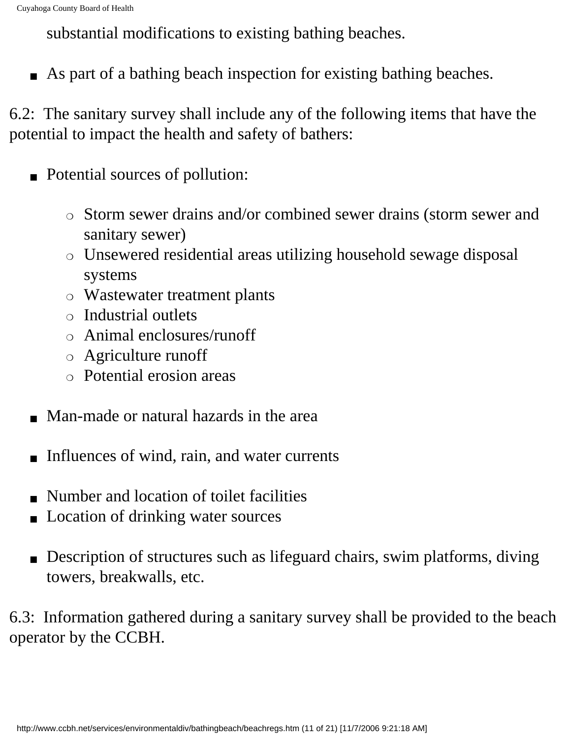substantial modifications to existing bathing beaches.

- As part of a bathing beach inspection for existing bathing beaches.

6.2: The sanitary survey shall include any of the following items that have the potential to impact the health and safety of bathers:

- Potential sources of pollution:
    - Storm sewer drains and/or combined sewer drains (storm sewer and sanitary sewer)
    - Unsewered residential areas utilizing household sewage disposal systems
    - Wastewater treatment plants
    - Industrial outlets
    - Animal enclosures/runoff
    - Agriculture runoff
    - Potential erosion areas

- Man-made or natural hazards in the area

- Influences of wind, rain, and water currents

- Number and location of toilet facilities
- Location of drinking water sources

- Description of structures such as lifeguard chairs, swim platforms, diving towers, breakwalls, etc.

6.3: Information gathered during a sanitary survey shall be provided to the beach operator by the CCBH.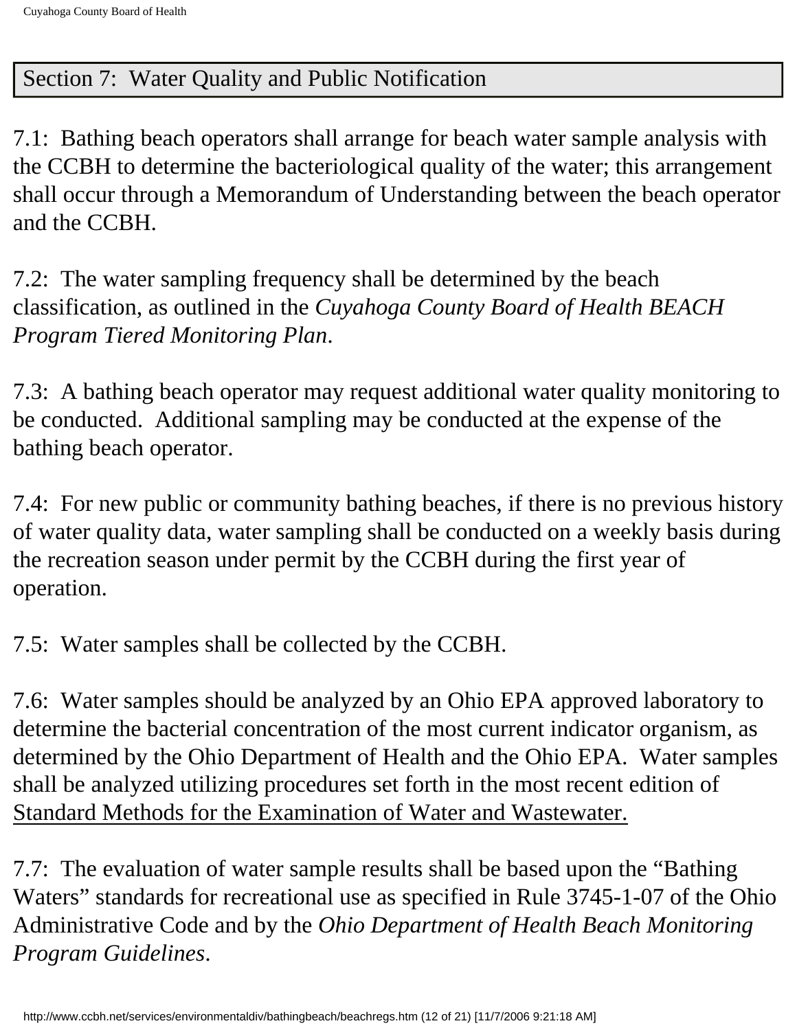## Section 7: Water Quality and Public Notification

7.1: Bathing beach operators shall arrange for beach water sample analysis with the CCBH to determine the bacteriological quality of the water; this arrangement shall occur through a Memorandum of Understanding between the beach operator and the CCBH.

7.2: The water sampling frequency shall be determined by the beach classification, as outlined in the *Cuyahoga County Board of Health BEACH Program Tiered Monitoring Plan*.

7.3: A bathing beach operator may request additional water quality monitoring to be conducted. Additional sampling may be conducted at the expense of the bathing beach operator.

7.4: For new public or community bathing beaches, if there is no previous history of water quality data, water sampling shall be conducted on a weekly basis during the recreation season under permit by the CCBH during the first year of operation.

7.5: Water samples shall be collected by the CCBH.

7.6: Water samples should be analyzed by an Ohio EPA approved laboratory to determine the bacterial concentration of the most current indicator organism, as determined by the Ohio Department of Health and the Ohio EPA. Water samples shall be analyzed utilizing procedures set forth in the most recent edition of Standard Methods for the Examination of Water and Wastewater.

7.7: The evaluation of water sample results shall be based upon the "Bathing Waters" standards for recreational use as specified in Rule 3745-1-07 of the Ohio Administrative Code and by the *Ohio Department of Health Beach Monitoring Program Guidelines*.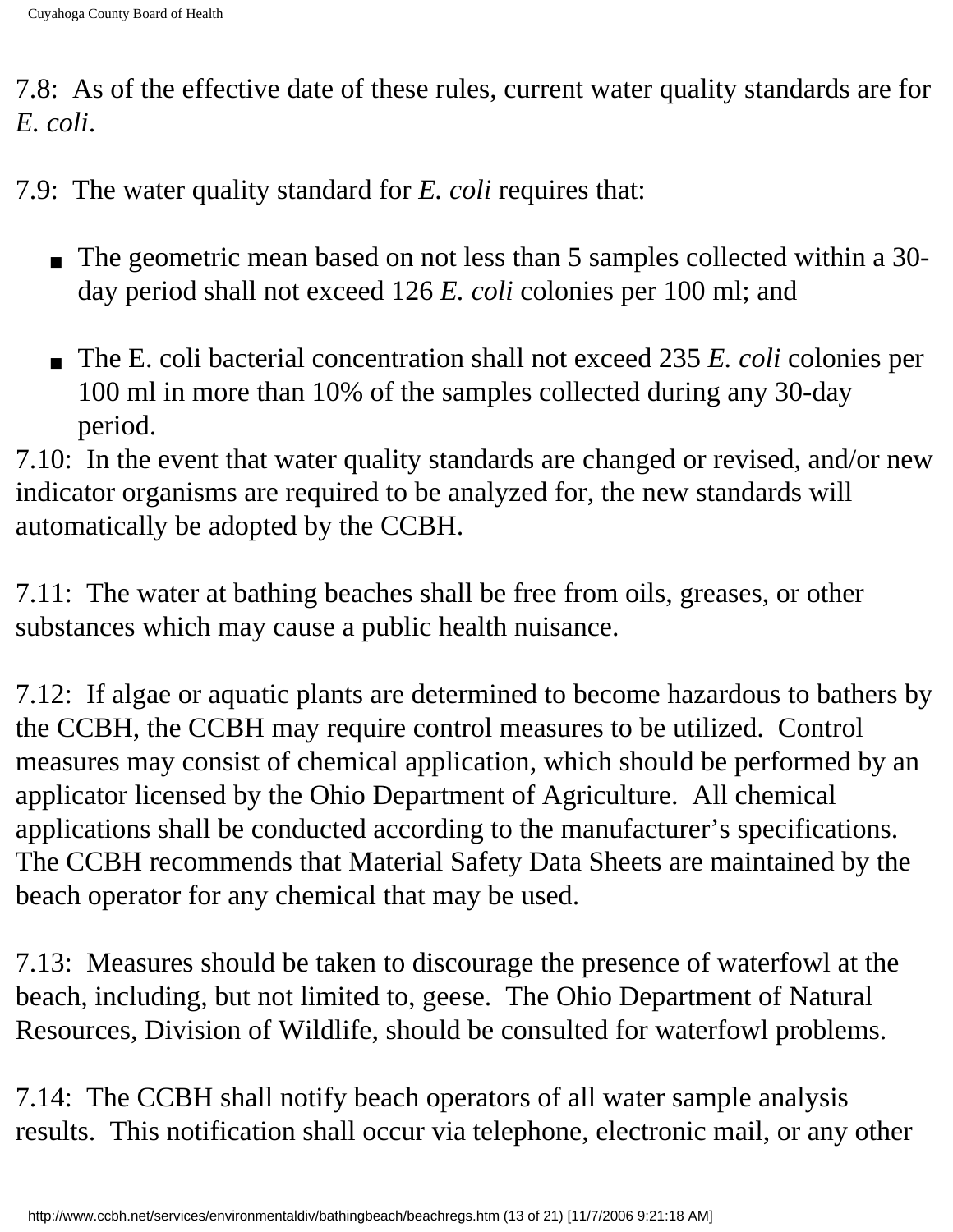7.8: As of the effective date of these rules, current water quality standards are for *E. coli*.

7.9: The water quality standard for *E. coli* requires that:

- The geometric mean based on not less than 5 samples collected within a 30-day period shall not exceed 126 *E. coli* colonies per 100 ml; and
- The E. coli bacterial concentration shall not exceed 235 *E. coli* colonies per 100 ml in more than 10% of the samples collected during any 30-day period.

7.10: In the event that water quality standards are changed or revised, and/or new indicator organisms are required to be analyzed for, the new standards will automatically be adopted by the CCBH.

7.11: The water at bathing beaches shall be free from oils, greases, or other substances which may cause a public health nuisance.

7.12: If algae or aquatic plants are determined to become hazardous to bathers by the CCBH, the CCBH may require control measures to be utilized. Control measures may consist of chemical application, which should be performed by an applicator licensed by the Ohio Department of Agriculture. All chemical applications shall be conducted according to the manufacturer's specifications. The CCBH recommends that Material Safety Data Sheets are maintained by the beach operator for any chemical that may be used.

7.13: Measures should be taken to discourage the presence of waterfowl at the beach, including, but not limited to, geese. The Ohio Department of Natural Resources, Division of Wildlife, should be consulted for waterfowl problems.

7.14: The CCBH shall notify beach operators of all water sample analysis results. This notification shall occur via telephone, electronic mail, or any other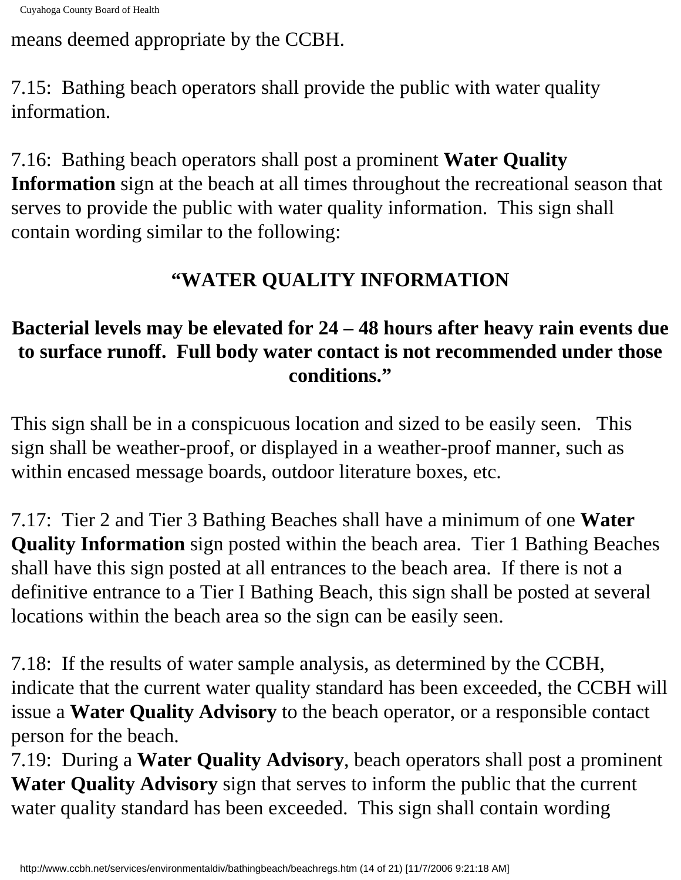means deemed appropriate by the CCBH.

7.15: Bathing beach operators shall provide the public with water quality information.

7.16: Bathing beach operators shall post a prominent **Water Quality Information** sign at the beach at all times throughout the recreational season that serves to provide the public with water quality information. This sign shall contain wording similar to the following:

**"WATER QUALITY INFORMATION**

**Bacterial levels may be elevated for 24 – 48 hours after heavy rain events due to surface runoff. Full body water contact is not recommended under those conditions."**

This sign shall be in a conspicuous location and sized to be easily seen. This sign shall be weather-proof, or displayed in a weather-proof manner, such as within encased message boards, outdoor literature boxes, etc.

7.17: Tier 2 and Tier 3 Bathing Beaches shall have a minimum of one **Water Quality Information** sign posted within the beach area. Tier 1 Bathing Beaches shall have this sign posted at all entrances to the beach area. If there is not a definitive entrance to a Tier I Bathing Beach, this sign shall be posted at several locations within the beach area so the sign can be easily seen.

7.18: If the results of water sample analysis, as determined by the CCBH, indicate that the current water quality standard has been exceeded, the CCBH will issue a **Water Quality Advisory** to the beach operator, or a responsible contact person for the beach.

7.19: During a **Water Quality Advisory**, beach operators shall post a prominent **Water Quality Advisory** sign that serves to inform the public that the current water quality standard has been exceeded. This sign shall contain wording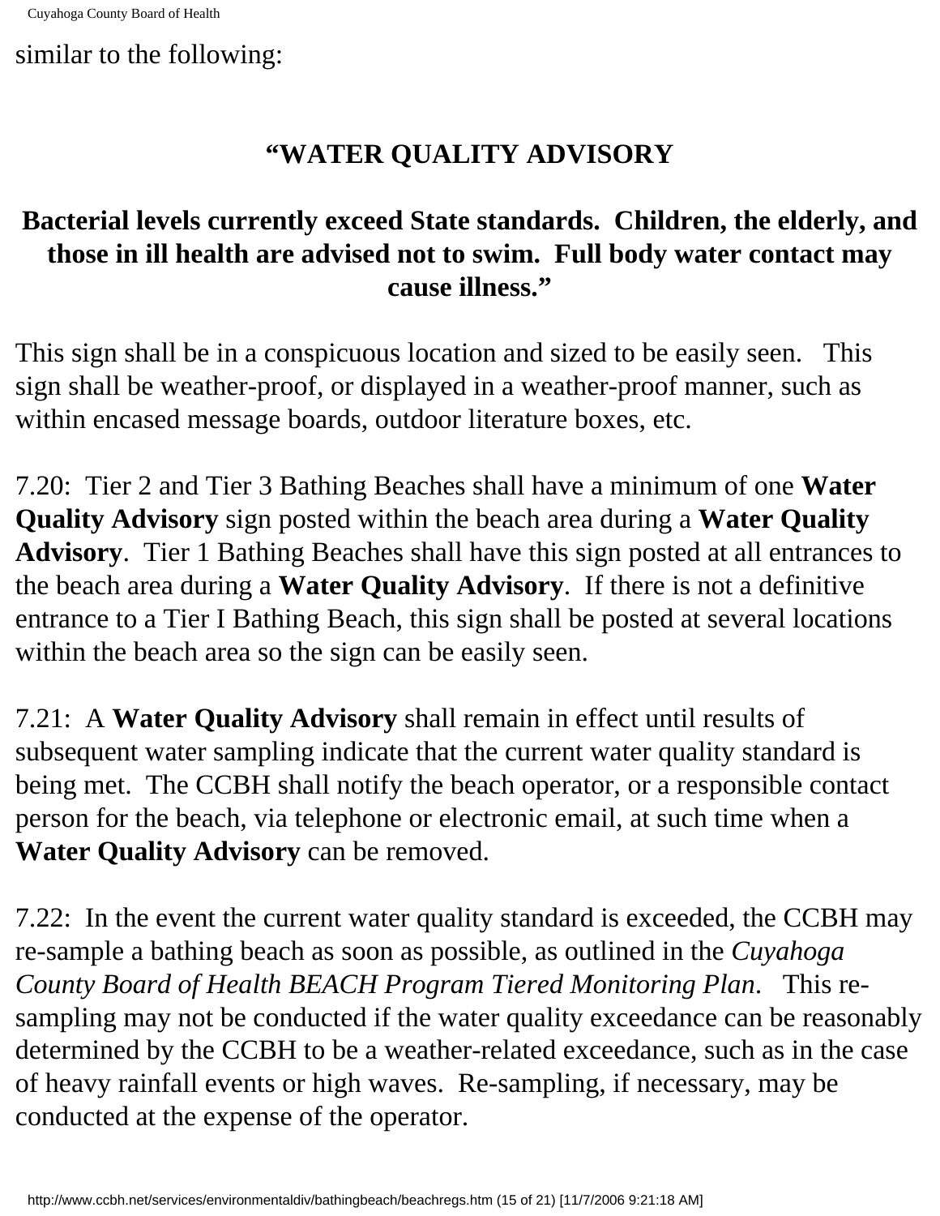similar to the following:

**"WATER QUALITY ADVISORY**

**Bacterial levels currently exceed State standards. Children, the elderly, and those in ill health are advised not to swim. Full body water contact may cause illness."**

This sign shall be in a conspicuous location and sized to be easily seen. This sign shall be weather-proof, or displayed in a weather-proof manner, such as within encased message boards, outdoor literature boxes, etc.

7.20: Tier 2 and Tier 3 Bathing Beaches shall have a minimum of one **Water Quality Advisory** sign posted within the beach area during a **Water Quality Advisory**. Tier 1 Bathing Beaches shall have this sign posted at all entrances to the beach area during a **Water Quality Advisory**. If there is not a definitive entrance to a Tier I Bathing Beach, this sign shall be posted at several locations within the beach area so the sign can be easily seen.

7.21: A **Water Quality Advisory** shall remain in effect until results of subsequent water sampling indicate that the current water quality standard is being met. The CCBH shall notify the beach operator, or a responsible contact person for the beach, via telephone or electronic email, at such time when a **Water Quality Advisory** can be removed.

7.22: In the event the current water quality standard is exceeded, the CCBH may re-sample a bathing beach as soon as possible, as outlined in the *Cuyahoga County Board of Health BEACH Program Tiered Monitoring Plan*. This re-sampling may not be conducted if the water quality exceedance can be reasonably determined by the CCBH to be a weather-related exceedance, such as in the case of heavy rainfall events or high waves. Re-sampling, if necessary, may be conducted at the expense of the operator.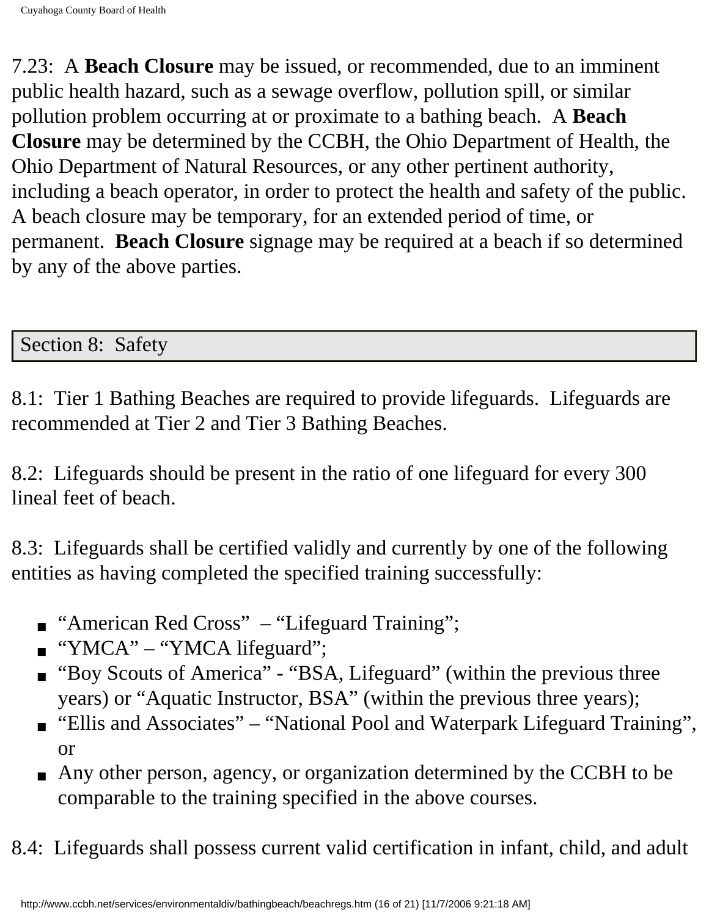7.23: A **Beach Closure** may be issued, or recommended, due to an imminent public health hazard, such as a sewage overflow, pollution spill, or similar pollution problem occurring at or proximate to a bathing beach. A **Beach Closure** may be determined by the CCBH, the Ohio Department of Health, the Ohio Department of Natural Resources, or any other pertinent authority, including a beach operator, in order to protect the health and safety of the public. A beach closure may be temporary, for an extended period of time, or permanent. **Beach Closure** signage may be required at a beach if so determined by any of the above parties.

## Section 8: Safety

8.1: Tier 1 Bathing Beaches are required to provide lifeguards. Lifeguards are recommended at Tier 2 and Tier 3 Bathing Beaches.

8.2: Lifeguards should be present in the ratio of one lifeguard for every 300 lineal feet of beach.

8.3: Lifeguards shall be certified validly and currently by one of the following entities as having completed the specified training successfully:

- "American Red Cross" – "Lifeguard Training";
- "YMCA" – "YMCA lifeguard";
- "Boy Scouts of America" - "BSA, Lifeguard" (within the previous three years) or "Aquatic Instructor, BSA" (within the previous three years);
- "Ellis and Associates" – "National Pool and Waterpark Lifeguard Training", or
- Any other person, agency, or organization determined by the CCBH to be comparable to the training specified in the above courses.

8.4: Lifeguards shall possess current valid certification in infant, child, and adult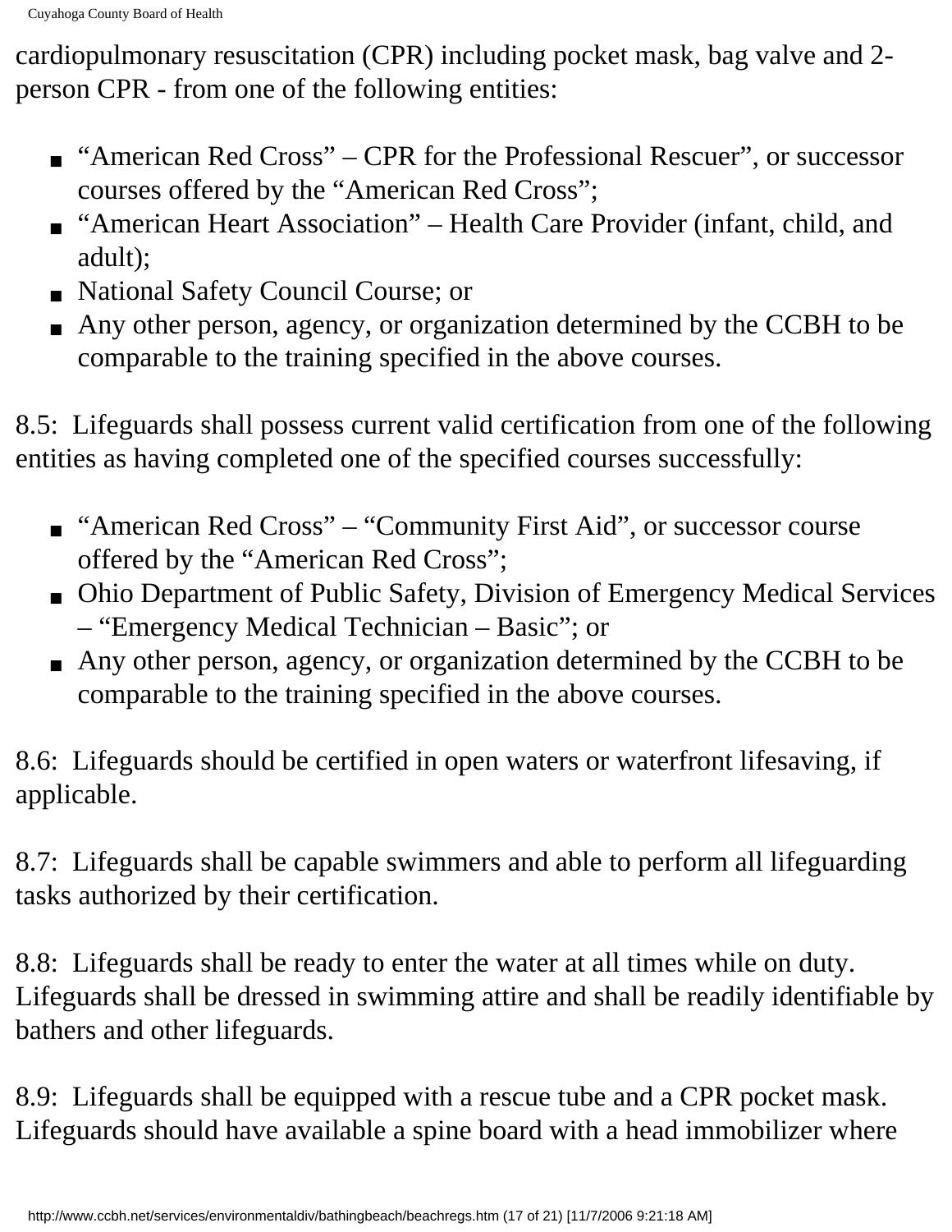cardiopulmonary resuscitation (CPR) including pocket mask, bag valve and 2-person CPR - from one of the following entities:

- "American Red Cross" – CPR for the Professional Rescuer", or successor courses offered by the "American Red Cross";
- "American Heart Association" – Health Care Provider (infant, child, and adult);
- National Safety Council Course; or
- Any other person, agency, or organization determined by the CCBH to be comparable to the training specified in the above courses.

8.5: Lifeguards shall possess current valid certification from one of the following entities as having completed one of the specified courses successfully:

- "American Red Cross" – "Community First Aid", or successor course offered by the "American Red Cross";
- Ohio Department of Public Safety, Division of Emergency Medical Services – "Emergency Medical Technician – Basic"; or
- Any other person, agency, or organization determined by the CCBH to be comparable to the training specified in the above courses.

8.6: Lifeguards should be certified in open waters or waterfront lifesaving, if applicable.

8.7: Lifeguards shall be capable swimmers and able to perform all lifeguarding tasks authorized by their certification.

8.8: Lifeguards shall be ready to enter the water at all times while on duty. Lifeguards shall be dressed in swimming attire and shall be readily identifiable by bathers and other lifeguards.

8.9: Lifeguards shall be equipped with a rescue tube and a CPR pocket mask. Lifeguards should have available a spine board with a head immobilizer where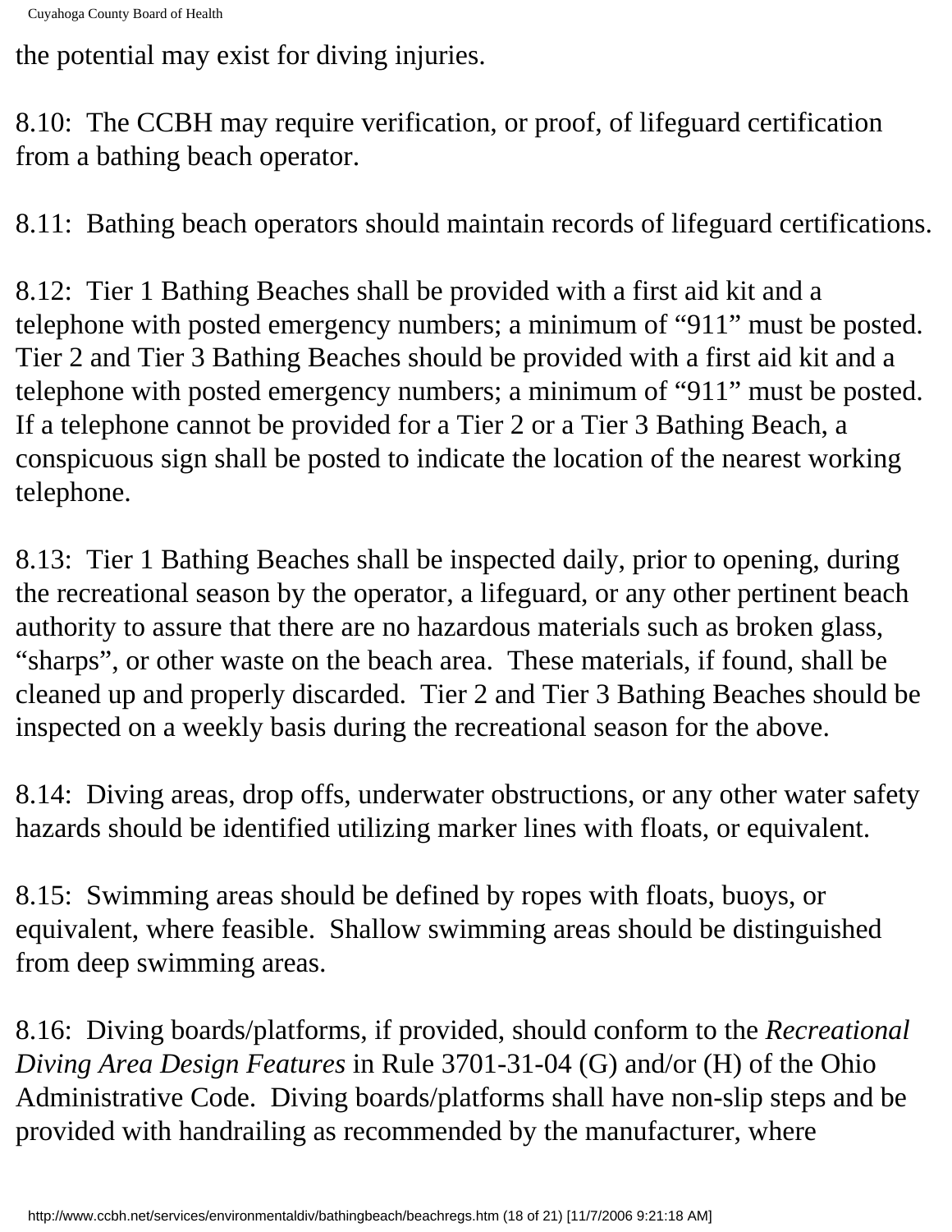the potential may exist for diving injuries.

8.10: The CCBH may require verification, or proof, of lifeguard certification from a bathing beach operator.

8.11: Bathing beach operators should maintain records of lifeguard certifications.

8.12: Tier 1 Bathing Beaches shall be provided with a first aid kit and a telephone with posted emergency numbers; a minimum of "911" must be posted. Tier 2 and Tier 3 Bathing Beaches should be provided with a first aid kit and a telephone with posted emergency numbers; a minimum of "911" must be posted. If a telephone cannot be provided for a Tier 2 or a Tier 3 Bathing Beach, a conspicuous sign shall be posted to indicate the location of the nearest working telephone.

8.13: Tier 1 Bathing Beaches shall be inspected daily, prior to opening, during the recreational season by the operator, a lifeguard, or any other pertinent beach authority to assure that there are no hazardous materials such as broken glass, "sharps", or other waste on the beach area. These materials, if found, shall be cleaned up and properly discarded. Tier 2 and Tier 3 Bathing Beaches should be inspected on a weekly basis during the recreational season for the above.

8.14: Diving areas, drop offs, underwater obstructions, or any other water safety hazards should be identified utilizing marker lines with floats, or equivalent.

8.15: Swimming areas should be defined by ropes with floats, buoys, or equivalent, where feasible. Shallow swimming areas should be distinguished from deep swimming areas.

8.16: Diving boards/platforms, if provided, should conform to the *Recreational Diving Area Design Features* in Rule 3701-31-04 (G) and/or (H) of the Ohio Administrative Code. Diving boards/platforms shall have non-slip steps and be provided with handrailing as recommended by the manufacturer, where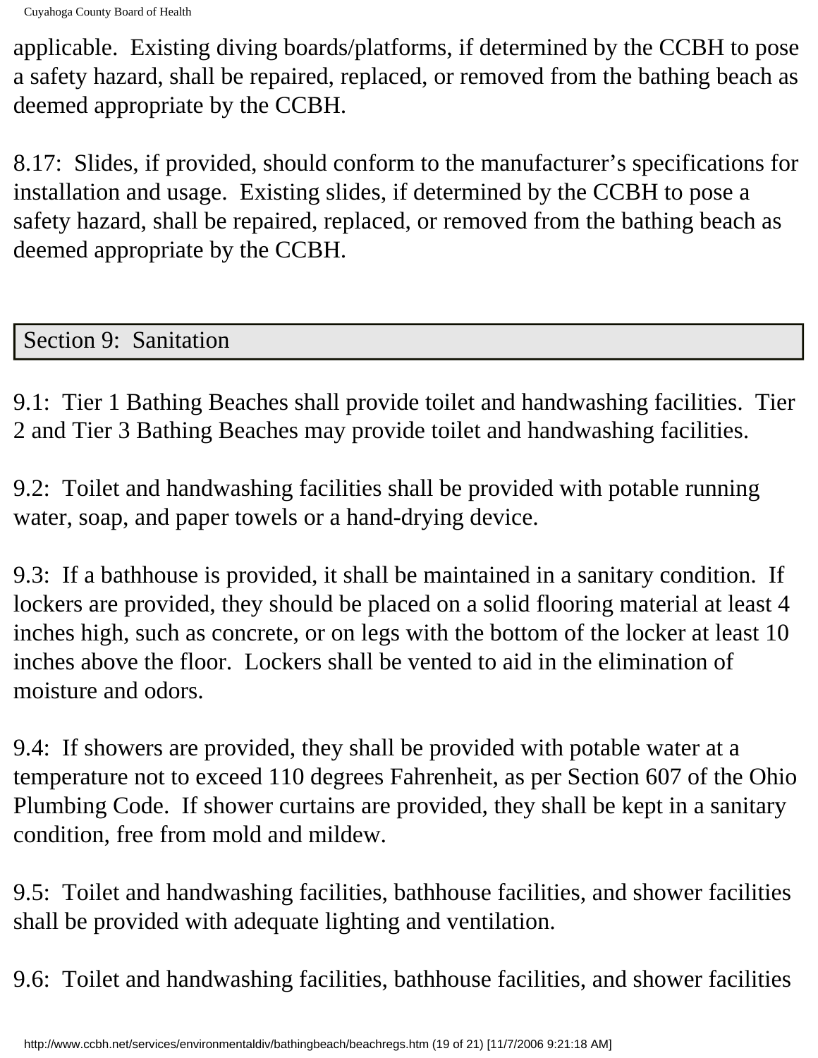applicable. Existing diving boards/platforms, if determined by the CCBH to pose a safety hazard, shall be repaired, replaced, or removed from the bathing beach as deemed appropriate by the CCBH.

8.17: Slides, if provided, should conform to the manufacturer's specifications for installation and usage. Existing slides, if determined by the CCBH to pose a safety hazard, shall be repaired, replaced, or removed from the bathing beach as deemed appropriate by the CCBH.

## Section 9: Sanitation

9.1: Tier 1 Bathing Beaches shall provide toilet and handwashing facilities. Tier 2 and Tier 3 Bathing Beaches may provide toilet and handwashing facilities.

9.2: Toilet and handwashing facilities shall be provided with potable running water, soap, and paper towels or a hand-drying device.

9.3: If a bathhouse is provided, it shall be maintained in a sanitary condition. If lockers are provided, they should be placed on a solid flooring material at least 4 inches high, such as concrete, or on legs with the bottom of the locker at least 10 inches above the floor. Lockers shall be vented to aid in the elimination of moisture and odors.

9.4: If showers are provided, they shall be provided with potable water at a temperature not to exceed 110 degrees Fahrenheit, as per Section 607 of the Ohio Plumbing Code. If shower curtains are provided, they shall be kept in a sanitary condition, free from mold and mildew.

9.5: Toilet and handwashing facilities, bathhouse facilities, and shower facilities shall be provided with adequate lighting and ventilation.

9.6: Toilet and handwashing facilities, bathhouse facilities, and shower facilities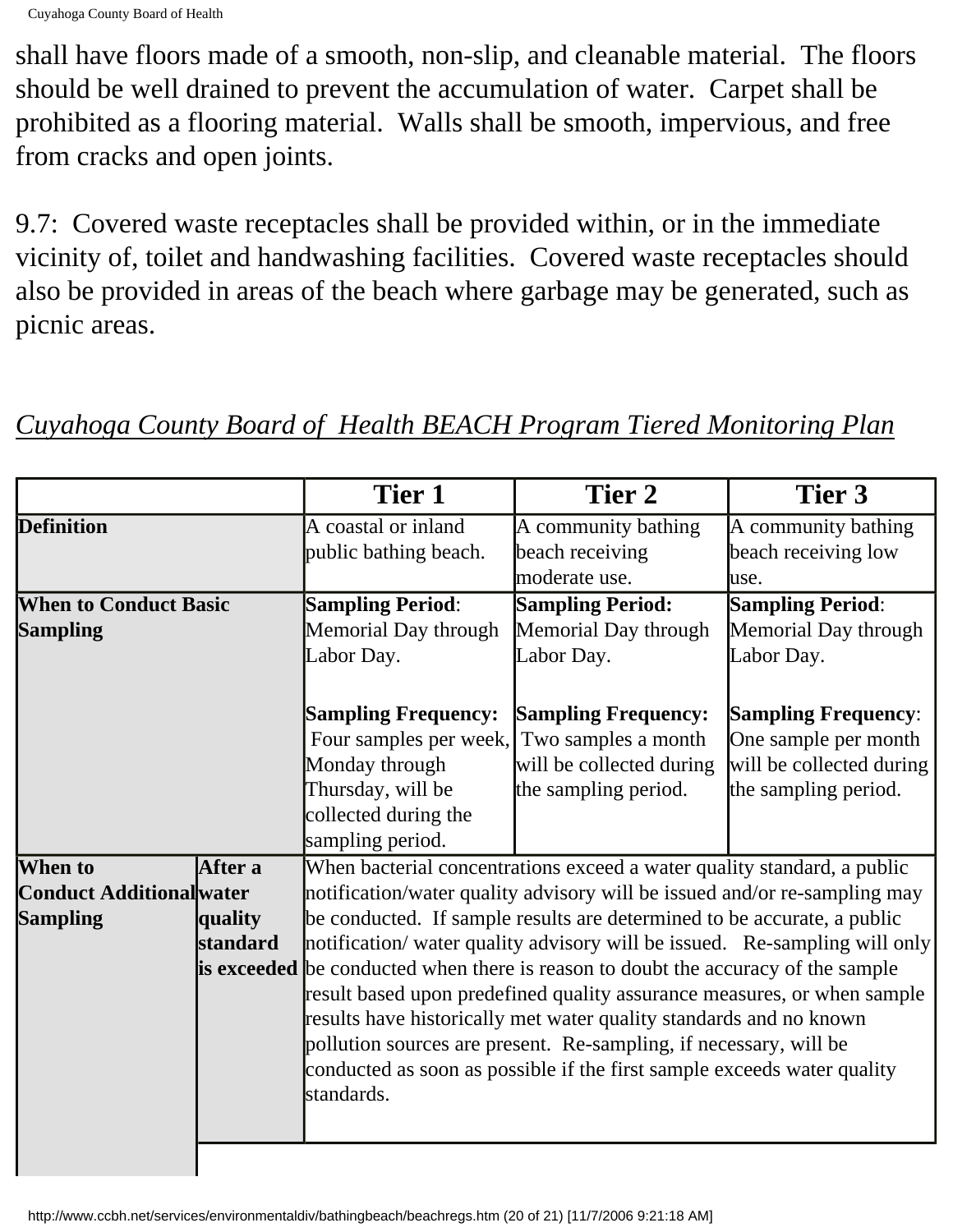shall have floors made of a smooth, non-slip, and cleanable material. The floors should be well drained to prevent the accumulation of water. Carpet shall be prohibited as a flooring material. Walls shall be smooth, impervious, and free from cracks and open joints.

9.7: Covered waste receptacles shall be provided within, or in the immediate vicinity of, toilet and handwashing facilities. Covered waste receptacles should also be provided in areas of the beach where garbage may be generated, such as picnic areas.

*Cuyahoga County Board of Health BEACH Program Tiered Monitoring Plan*

| | | Tier 1 | Tier 2 | Tier 3 |
|---|---|---|---|---|
| **Definition** | | A coastal or inland public bathing beach. | A community bathing beach receiving moderate use. | A community bathing beach receiving low use. |
| **When to Conduct Basic Sampling** | | **Sampling Period**: Memorial Day through Labor Day.<br><br>**Sampling Frequency:** Four samples per week, Monday through Thursday, will be collected during the sampling period. | **Sampling Period:** Memorial Day through Labor Day.<br><br>**Sampling Frequency:** Two samples a month will be collected during the sampling period. | **Sampling Period**: Memorial Day through Labor Day.<br><br>**Sampling Frequency**: One sample per month will be collected during the sampling period. |
| **When to Conduct Additional Sampling** | **After a water quality standard is exceeded** | When bacterial concentrations exceed a water quality standard, a public notification/water quality advisory will be issued and/or re-sampling may be conducted. If sample results are determined to be accurate, a public notification/ water quality advisory will be issued. Re-sampling will only be conducted when there is reason to doubt the accuracy of the sample result based upon predefined quality assurance measures, or when sample results have historically met water quality standards and no known pollution sources are present. Re-sampling, if necessary, will be conducted as soon as possible if the first sample exceeds water quality standards. | | |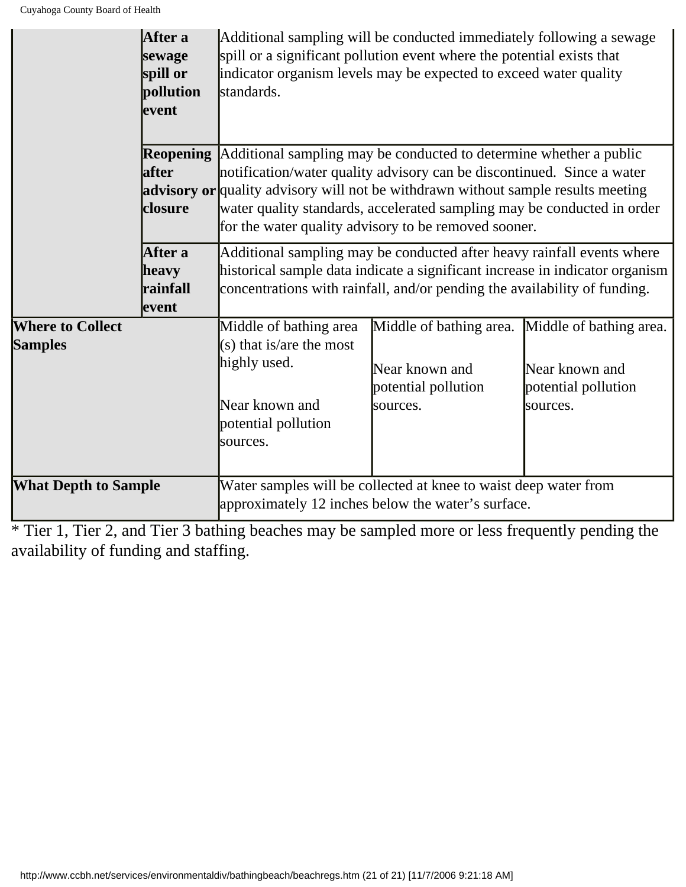| | | | | |
|---|---|---|---|---|
| | **After a sewage spill or pollution event** | Additional sampling will be conducted immediately following a sewage spill or a significant pollution event where the potential exists that indicator organism levels may be expected to exceed water quality standards. | | |
| | **Reopening after advisory or closure** | Additional sampling may be conducted to determine whether a public notification/water quality advisory can be discontinued. Since a water quality advisory will not be withdrawn without sample results meeting water quality standards, accelerated sampling may be conducted in order for the water quality advisory to be removed sooner. | | |
| | **After a heavy rainfall event** | Additional sampling may be conducted after heavy rainfall events where historical sample data indicate a significant increase in indicator organism concentrations with rainfall, and/or pending the availability of funding. | | |
| **Where to Collect Samples** | | Middle of bathing area (s) that is/are the most highly used.<br><br>Near known and potential pollution sources. | Middle of bathing area.<br><br>Near known and potential pollution sources. | Middle of bathing area.<br><br>Near known and potential pollution sources. |
| **What Depth to Sample** | | Water samples will be collected at knee to waist deep water from approximately 12 inches below the water's surface. | | |

* Tier 1, Tier 2, and Tier 3 bathing beaches may be sampled more or less frequently pending the availability of funding and staffing.